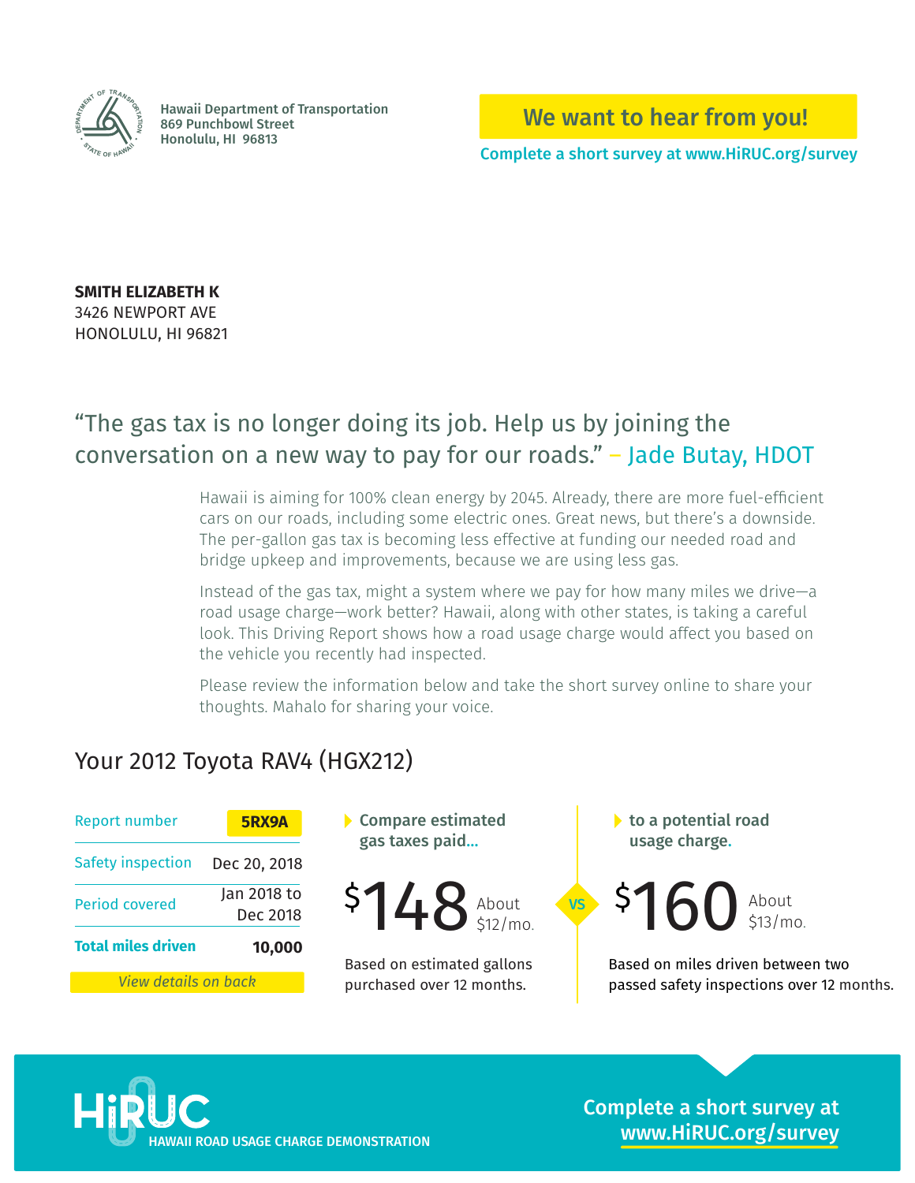Hawaii Department of Transportation
869 Punchbowl Street
Honolulu, HI 96813

**We want to hear from you!**

**Complete a short survey at www.HiRUC.org/survey**

**SMITH ELIZABETH K**
3426 NEWPORT AVE
HONOLULU, HI 96821

## "The gas tax is no longer doing its job. Help us by joining the conversation on a new way to pay for our roads." – Jade Butay, HDOT

Hawaii is aiming for 100% clean energy by 2045. Already, there are more fuel-efficient cars on our roads, including some electric ones. Great news, but there's a downside. The per-gallon gas tax is becoming less effective at funding our needed road and bridge upkeep and improvements, because we are using less gas.

Instead of the gas tax, might a system where we pay for how many miles we drive—a road usage charge—work better? Hawaii, along with other states, is taking a careful look. This Driving Report shows how a road usage charge would affect you based on the vehicle you recently had inspected.

Please review the information below and take the short survey online to share your thoughts. Mahalo for sharing your voice.

## Your 2012 Toyota RAV4 (HGX212)

| | |
|---|---|
| Report number | **5RX9A** |
| Safety inspection | Dec 20, 2018 |
| Period covered | Jan 2018 to Dec 2018 |
| **Total miles driven** | **10,000** |

*View details on back*

**Compare estimated gas taxes paid...**

$148 About $12/mo.

Based on estimated gallons purchased over 12 months.

VS

**to a potential road usage charge.**

$160 About $13/mo.

Based on miles driven between two passed safety inspections over 12 months.

**HiRUC** HAWAII ROAD USAGE CHARGE DEMONSTRATION

**Complete a short survey at www.HiRUC.org/survey**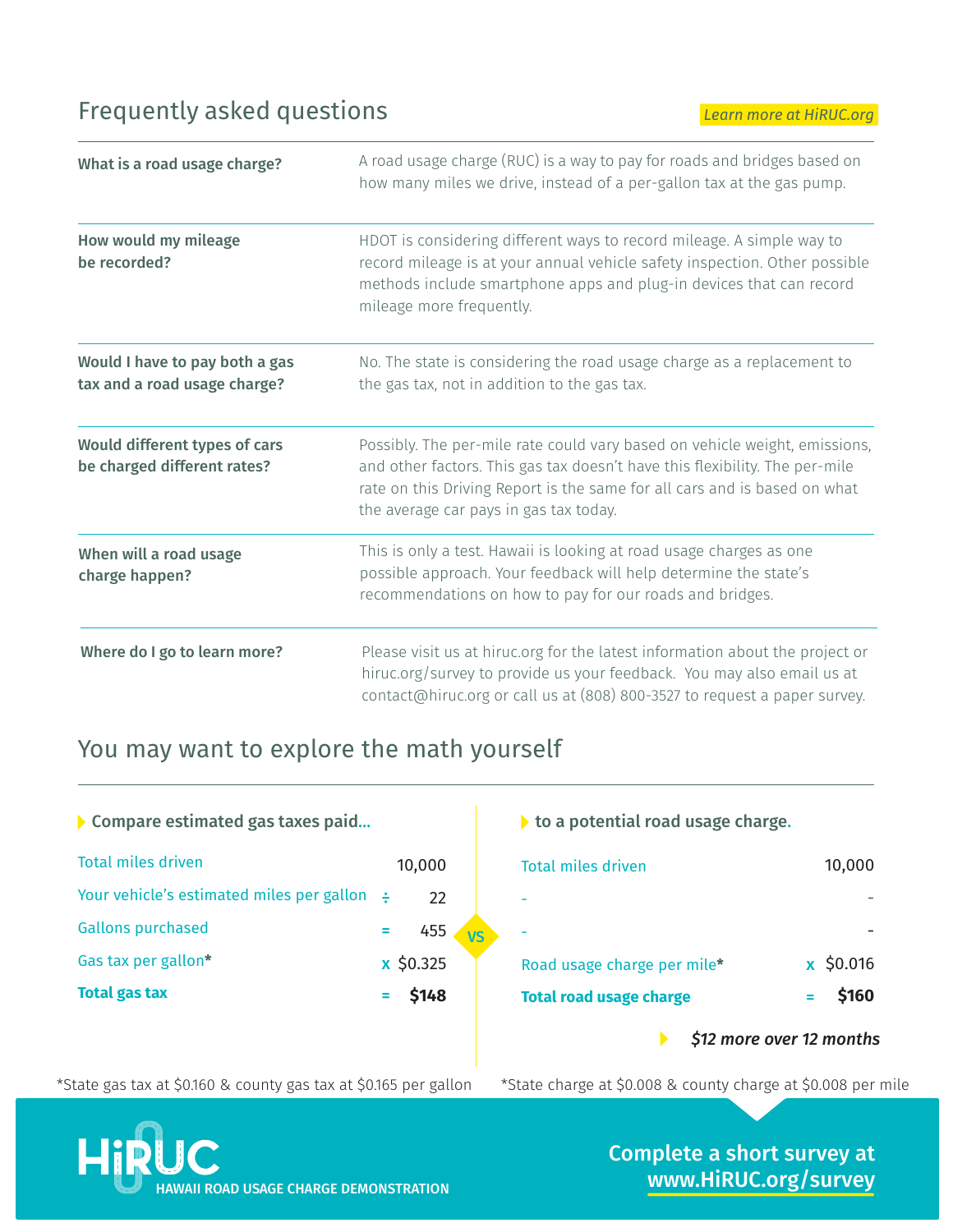## Frequently asked questions

*Learn more at HiRUC.org*

| | |
|---|---|
| **What is a road usage charge?** | A road usage charge (RUC) is a way to pay for roads and bridges based on how many miles we drive, instead of a per-gallon tax at the gas pump. |
| **How would my mileage be recorded?** | HDOT is considering different ways to record mileage. A simple way to record mileage is at your annual vehicle safety inspection. Other possible methods include smartphone apps and plug-in devices that can record mileage more frequently. |
| **Would I have to pay both a gas tax and a road usage charge?** | No. The state is considering the road usage charge as a replacement to the gas tax, not in addition to the gas tax. |
| **Would different types of cars be charged different rates?** | Possibly. The per-mile rate could vary based on vehicle weight, emissions, and other factors. This gas tax doesn't have this flexibility. The per-mile rate on this Driving Report is the same for all cars and is based on what the average car pays in gas tax today. |
| **When will a road usage charge happen?** | This is only a test. Hawaii is looking at road usage charges as one possible approach. Your feedback will help determine the state's recommendations on how to pay for our roads and bridges. |
| **Where do I go to learn more?** | Please visit us at hiruc.org for the latest information about the project or hiruc.org/survey to provide us your feedback. You may also email us at contact@hiruc.org or call us at (808) 800-3527 to request a paper survey. |

## You may want to explore the math yourself

**Compare estimated gas taxes paid...**

| | | |
|---|---|---|
| Total miles driven | | 10,000 |
| Your vehicle's estimated miles per gallon | ÷ | 22 |
| Gallons purchased | = | 455 |
| Gas tax per gallon* | x | $0.325 |
| **Total gas tax** | = | **$148** |

*State gas tax at $0.160 & county gas tax at $0.165 per gallon

VS

**to a potential road usage charge.**

| | | |
|---|---|---|
| Total miles driven | | 10,000 |
| - | | - |
| - | | - |
| Road usage charge per mile* | x | $0.016 |
| **Total road usage charge** | = | **$160** |

***$12 more over 12 months***

*State charge at $0.008 & county charge at $0.008 per mile

HiRUC HAWAII ROAD USAGE CHARGE DEMONSTRATION

**Complete a short survey at www.HiRUC.org/survey**